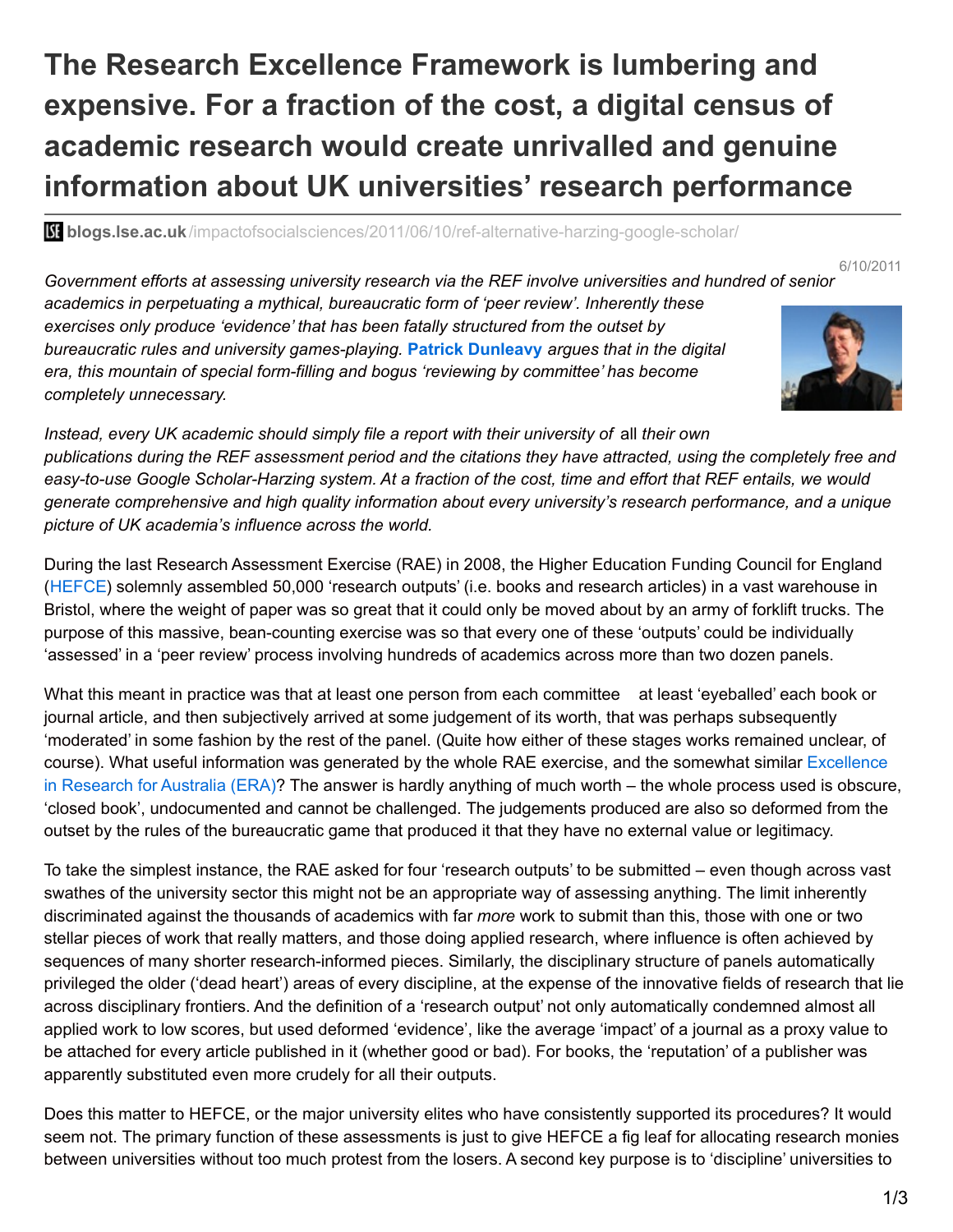# The Research Excellence Framework is lumbering and expensive. For a fraction of the cost, a digital census of academic research would create unrivalled and genuine information about UK universities' research performance

**blogs.lse.ac.uk**/impactofsocialsciences/2011/06/10/ref-alternative-harzing-google-scholar/

6/10/2011

*Government efforts at assessing university research via the REF involve universities and hundred of senior academics in perpetuating a mythical, bureaucratic form of 'peer review'. Inherently these exercises only produce 'evidence' that has been fatally structured from the outset by bureaucratic rules and university games-playing.* ***Patrick Dunleavy*** *argues that in the digital era, this mountain of special form-filling and bogus 'reviewing by committee' has become completely unnecessary.*

*Instead, every UK academic should simply file a report with their university of* all *their own publications during the REF assessment period and the citations they have attracted, using the completely free and easy-to-use Google Scholar-Harzing system. At a fraction of the cost, time and effort that REF entails, we would generate comprehensive and high quality information about every university's research performance, and a unique picture of UK academia's influence across the world.*

During the last Research Assessment Exercise (RAE) in 2008, the Higher Education Funding Council for England (HEFCE) solemnly assembled 50,000 'research outputs' (i.e. books and research articles) in a vast warehouse in Bristol, where the weight of paper was so great that it could only be moved about by an army of forklift trucks. The purpose of this massive, bean-counting exercise was so that every one of these 'outputs' could be individually 'assessed' in a 'peer review' process involving hundreds of academics across more than two dozen panels.

What this meant in practice was that at least one person from each committee at least 'eyeballed' each book or journal article, and then subjectively arrived at some judgement of its worth, that was perhaps subsequently 'moderated' in some fashion by the rest of the panel. (Quite how either of these stages works remained unclear, of course). What useful information was generated by the whole RAE exercise, and the somewhat similar Excellence in Research for Australia (ERA)? The answer is hardly anything of much worth – the whole process used is obscure, 'closed book', undocumented and cannot be challenged. The judgements produced are also so deformed from the outset by the rules of the bureaucratic game that produced it that they have no external value or legitimacy.

To take the simplest instance, the RAE asked for four 'research outputs' to be submitted – even though across vast swathes of the university sector this might not be an appropriate way of assessing anything. The limit inherently discriminated against the thousands of academics with far *more* work to submit than this, those with one or two stellar pieces of work that really matters, and those doing applied research, where influence is often achieved by sequences of many shorter research-informed pieces. Similarly, the disciplinary structure of panels automatically privileged the older ('dead heart') areas of every discipline, at the expense of the innovative fields of research that lie across disciplinary frontiers. And the definition of a 'research output' not only automatically condemned almost all applied work to low scores, but used deformed 'evidence', like the average 'impact' of a journal as a proxy value to be attached for every article published in it (whether good or bad). For books, the 'reputation' of a publisher was apparently substituted even more crudely for all their outputs.

Does this matter to HEFCE, or the major university elites who have consistently supported its procedures? It would seem not. The primary function of these assessments is just to give HEFCE a fig leaf for allocating research monies between universities without too much protest from the losers. A second key purpose is to 'discipline' universities to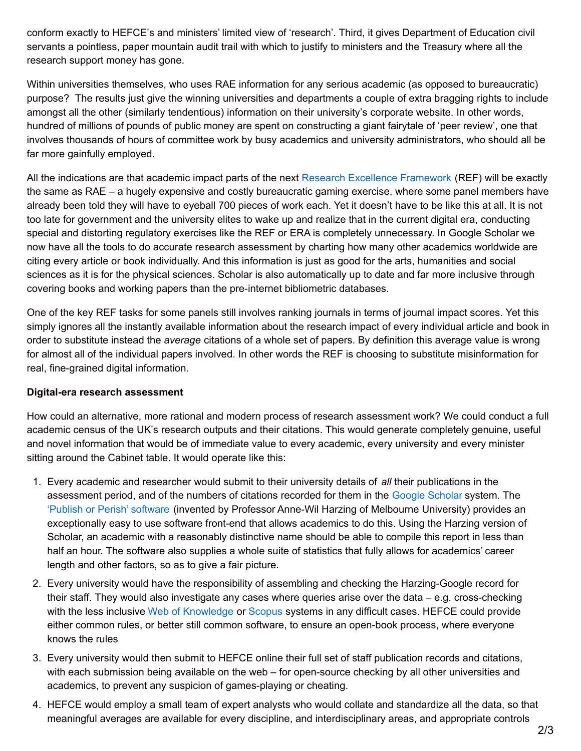conform exactly to HEFCE's and ministers' limited view of 'research'. Third, it gives Department of Education civil servants a pointless, paper mountain audit trail with which to justify to ministers and the Treasury where all the research support money has gone.

Within universities themselves, who uses RAE information for any serious academic (as opposed to bureaucratic) purpose? The results just give the winning universities and departments a couple of extra bragging rights to include amongst all the other (similarly tendentious) information on their university's corporate website. In other words, hundred of millions of pounds of public money are spent on constructing a giant fairytale of 'peer review', one that involves thousands of hours of committee work by busy academics and university administrators, who should all be far more gainfully employed.

All the indications are that academic impact parts of the next Research Excellence Framework (REF) will be exactly the same as RAE – a hugely expensive and costly bureaucratic gaming exercise, where some panel members have already been told they will have to eyeball 700 pieces of work each. Yet it doesn't have to be like this at all. It is not too late for government and the university elites to wake up and realize that in the current digital era, conducting special and distorting regulatory exercises like the REF or ERA is completely unnecessary. In Google Scholar we now have all the tools to do accurate research assessment by charting how many other academics worldwide are citing every article or book individually. And this information is just as good for the arts, humanities and social sciences as it is for the physical sciences. Scholar is also automatically up to date and far more inclusive through covering books and working papers than the pre-internet bibliometric databases.

One of the key REF tasks for some panels still involves ranking journals in terms of journal impact scores. Yet this simply ignores all the instantly available information about the research impact of every individual article and book in order to substitute instead the *average* citations of a whole set of papers. By definition this average value is wrong for almost all of the individual papers involved. In other words the REF is choosing to substitute misinformation for real, fine-grained digital information.

**Digital-era research assessment**

How could an alternative, more rational and modern process of research assessment work? We could conduct a full academic census of the UK's research outputs and their citations. This would generate completely genuine, useful and novel information that would be of immediate value to every academic, every university and every minister sitting around the Cabinet table. It would operate like this:

1. Every academic and researcher would submit to their university details of *all* their publications in the assessment period, and of the numbers of citations recorded for them in the Google Scholar system. The 'Publish or Perish' software (invented by Professor Anne-Wil Harzing of Melbourne University) provides an exceptionally easy to use software front-end that allows academics to do this. Using the Harzing version of Scholar, an academic with a reasonably distinctive name should be able to compile this report in less than half an hour. The software also supplies a whole suite of statistics that fully allows for academics' career length and other factors, so as to give a fair picture.
2. Every university would have the responsibility of assembling and checking the Harzing-Google record for their staff. They would also investigate any cases where queries arise over the data – e.g. cross-checking with the less inclusive Web of Knowledge or Scopus systems in any difficult cases. HEFCE could provide either common rules, or better still common software, to ensure an open-book process, where everyone knows the rules
3. Every university would then submit to HEFCE online their full set of staff publication records and citations, with each submission being available on the web – for open-source checking by all other universities and academics, to prevent any suspicion of games-playing or cheating.
4. HEFCE would employ a small team of expert analysts who would collate and standardize all the data, so that meaningful averages are available for every discipline, and interdisciplinary areas, and appropriate controls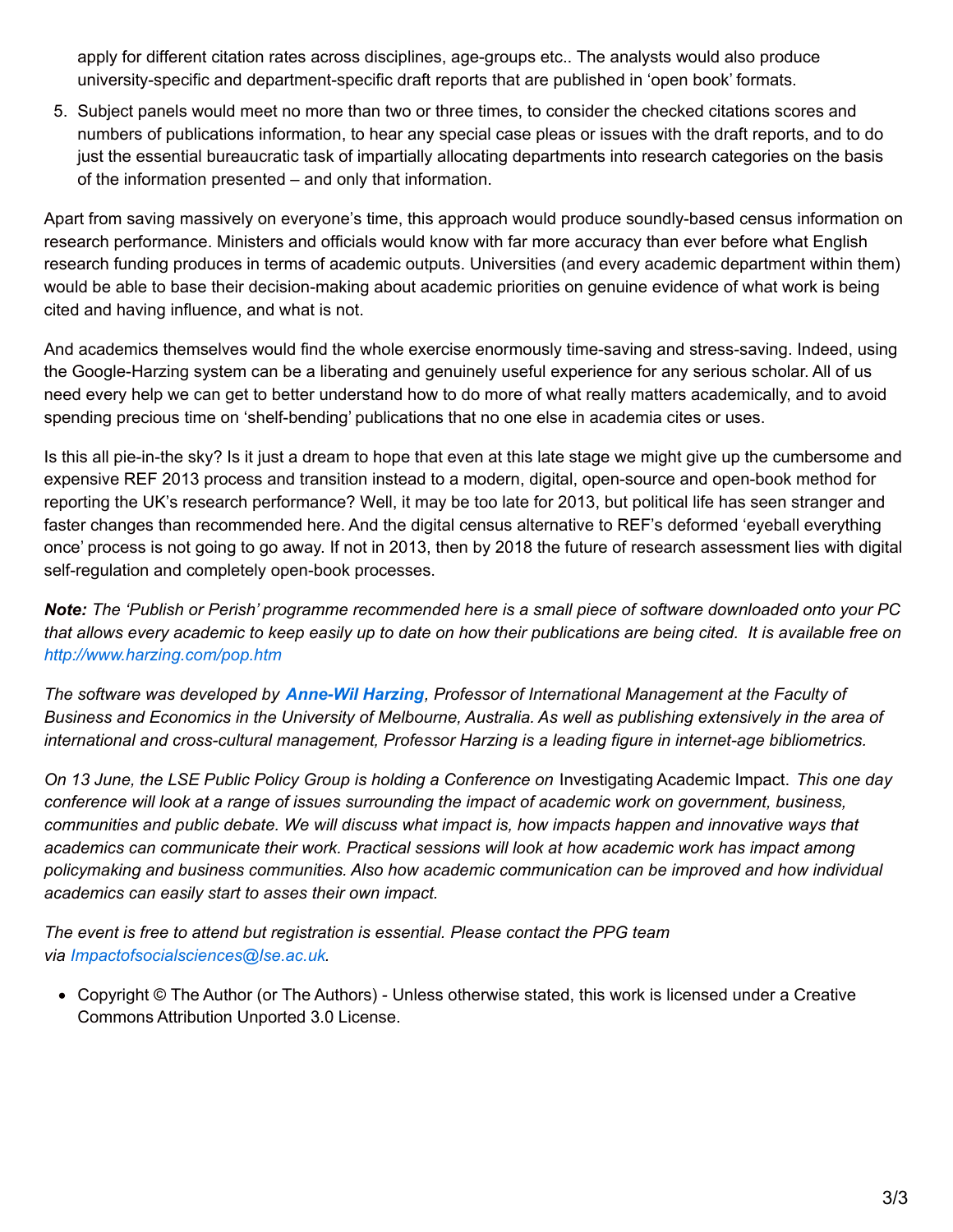apply for different citation rates across disciplines, age-groups etc.. The analysts would also produce university-specific and department-specific draft reports that are published in 'open book' formats.

5. Subject panels would meet no more than two or three times, to consider the checked citations scores and numbers of publications information, to hear any special case pleas or issues with the draft reports, and to do just the essential bureaucratic task of impartially allocating departments into research categories on the basis of the information presented – and only that information.

Apart from saving massively on everyone's time, this approach would produce soundly-based census information on research performance. Ministers and officials would know with far more accuracy than ever before what English research funding produces in terms of academic outputs. Universities (and every academic department within them) would be able to base their decision-making about academic priorities on genuine evidence of what work is being cited and having influence, and what is not.

And academics themselves would find the whole exercise enormously time-saving and stress-saving. Indeed, using the Google-Harzing system can be a liberating and genuinely useful experience for any serious scholar. All of us need every help we can get to better understand how to do more of what really matters academically, and to avoid spending precious time on 'shelf-bending' publications that no one else in academia cites or uses.

Is this all pie-in-the sky? Is it just a dream to hope that even at this late stage we might give up the cumbersome and expensive REF 2013 process and transition instead to a modern, digital, open-source and open-book method for reporting the UK's research performance? Well, it may be too late for 2013, but political life has seen stranger and faster changes than recommended here. And the digital census alternative to REF's deformed 'eyeball everything once' process is not going to go away. If not in 2013, then by 2018 the future of research assessment lies with digital self-regulation and completely open-book processes.

***Note:*** *The 'Publish or Perish' programme recommended here is a small piece of software downloaded onto your PC that allows every academic to keep easily up to date on how their publications are being cited. It is available free on http://www.harzing.com/pop.htm*

*The software was developed by **Anne-Wil Harzing**, Professor of International Management at the Faculty of Business and Economics in the University of Melbourne, Australia. As well as publishing extensively in the area of international and cross-cultural management, Professor Harzing is a leading figure in internet-age bibliometrics.*

*On 13 June, the LSE Public Policy Group is holding a Conference on* Investigating Academic Impact. *This one day conference will look at a range of issues surrounding the impact of academic work on government, business, communities and public debate. We will discuss what impact is, how impacts happen and innovative ways that academics can communicate their work. Practical sessions will look at how academic work has impact among policymaking and business communities. Also how academic communication can be improved and how individual academics can easily start to asses their own impact.*

*The event is free to attend but registration is essential. Please contact the PPG team via Impactofsocialsciences@lse.ac.uk.*

- Copyright © The Author (or The Authors) - Unless otherwise stated, this work is licensed under a Creative Commons Attribution Unported 3.0 License.